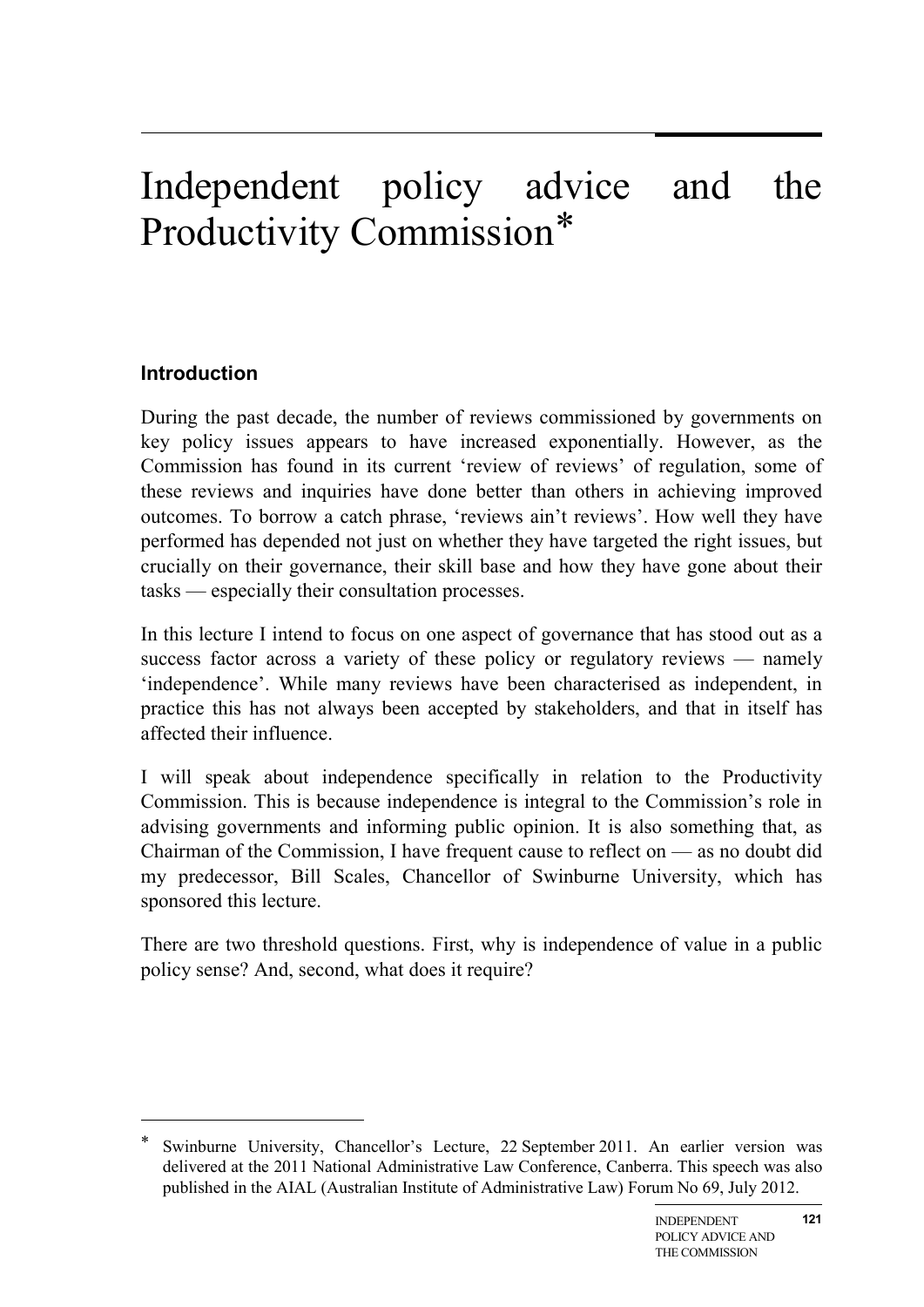# Independent policy advice and the Productivity Commission*

## Introduction

During the past decade, the number of reviews commissioned by governments on key policy issues appears to have increased exponentially. However, as the Commission has found in its current 'review of reviews' of regulation, some of these reviews and inquiries have done better than others in achieving improved outcomes. To borrow a catch phrase, 'reviews ain't reviews'. How well they have performed has depended not just on whether they have targeted the right issues, but crucially on their governance, their skill base and how they have gone about their tasks — especially their consultation processes.

In this lecture I intend to focus on one aspect of governance that has stood out as a success factor across a variety of these policy or regulatory reviews — namely 'independence'. While many reviews have been characterised as independent, in practice this has not always been accepted by stakeholders, and that in itself has affected their influence.

I will speak about independence specifically in relation to the Productivity Commission. This is because independence is integral to the Commission's role in advising governments and informing public opinion. It is also something that, as Chairman of the Commission, I have frequent cause to reflect on — as no doubt did my predecessor, Bill Scales, Chancellor of Swinburne University, which has sponsored this lecture.

There are two threshold questions. First, why is independence of value in a public policy sense? And, second, what does it require?

---

* Swinburne University, Chancellor's Lecture, 22 September 2011. An earlier version was delivered at the 2011 National Administrative Law Conference, Canberra. This speech was also published in the AIAL (Australian Institute of Administrative Law) Forum No 69, July 2012.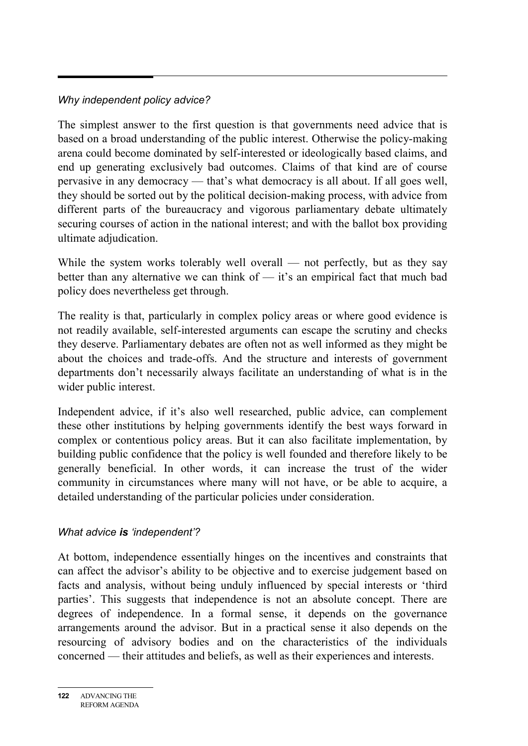### *Why independent policy advice?*

The simplest answer to the first question is that governments need advice that is based on a broad understanding of the public interest. Otherwise the policy-making arena could become dominated by self-interested or ideologically based claims, and end up generating exclusively bad outcomes. Claims of that kind are of course pervasive in any democracy — that's what democracy is all about. If all goes well, they should be sorted out by the political decision-making process, with advice from different parts of the bureaucracy and vigorous parliamentary debate ultimately securing courses of action in the national interest; and with the ballot box providing ultimate adjudication.

While the system works tolerably well overall — not perfectly, but as they say better than any alternative we can think of — it's an empirical fact that much bad policy does nevertheless get through.

The reality is that, particularly in complex policy areas or where good evidence is not readily available, self-interested arguments can escape the scrutiny and checks they deserve. Parliamentary debates are often not as well informed as they might be about the choices and trade-offs. And the structure and interests of government departments don't necessarily always facilitate an understanding of what is in the wider public interest.

Independent advice, if it's also well researched, public advice, can complement these other institutions by helping governments identify the best ways forward in complex or contentious policy areas. But it can also facilitate implementation, by building public confidence that the policy is well founded and therefore likely to be generally beneficial. In other words, it can increase the trust of the wider community in circumstances where many will not have, or be able to acquire, a detailed understanding of the particular policies under consideration.

### *What advice **is** 'independent'?*

At bottom, independence essentially hinges on the incentives and constraints that can affect the advisor's ability to be objective and to exercise judgement based on facts and analysis, without being unduly influenced by special interests or 'third parties'. This suggests that independence is not an absolute concept. There are degrees of independence. In a formal sense, it depends on the governance arrangements around the advisor. But in a practical sense it also depends on the resourcing of advisory bodies and on the characteristics of the individuals concerned — their attitudes and beliefs, as well as their experiences and interests.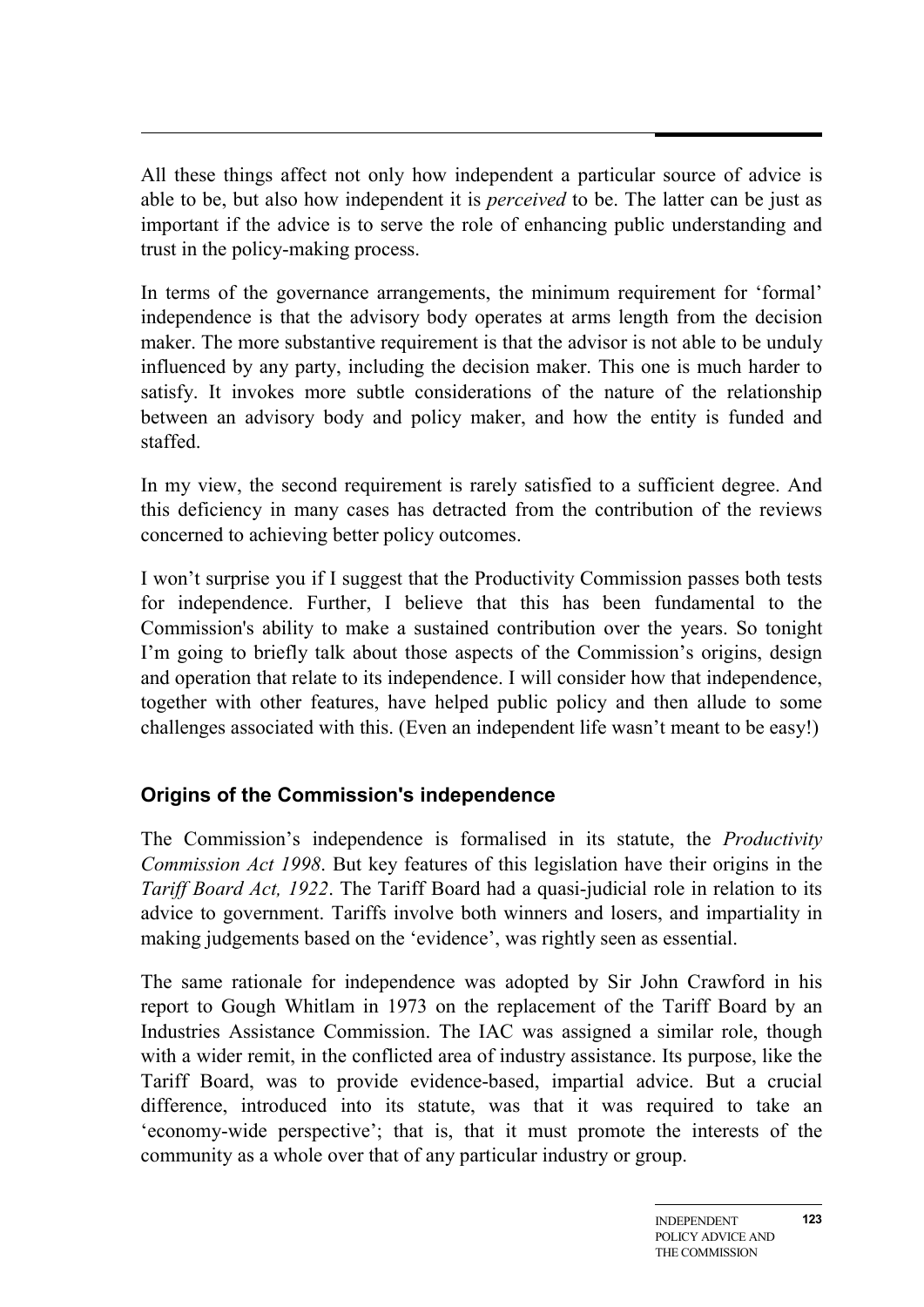All these things affect not only how independent a particular source of advice is able to be, but also how independent it is *perceived* to be. The latter can be just as important if the advice is to serve the role of enhancing public understanding and trust in the policy-making process.

In terms of the governance arrangements, the minimum requirement for 'formal' independence is that the advisory body operates at arms length from the decision maker. The more substantive requirement is that the advisor is not able to be unduly influenced by any party, including the decision maker. This one is much harder to satisfy. It invokes more subtle considerations of the nature of the relationship between an advisory body and policy maker, and how the entity is funded and staffed.

In my view, the second requirement is rarely satisfied to a sufficient degree. And this deficiency in many cases has detracted from the contribution of the reviews concerned to achieving better policy outcomes.

I won't surprise you if I suggest that the Productivity Commission passes both tests for independence. Further, I believe that this has been fundamental to the Commission's ability to make a sustained contribution over the years. So tonight I'm going to briefly talk about those aspects of the Commission's origins, design and operation that relate to its independence. I will consider how that independence, together with other features, have helped public policy and then allude to some challenges associated with this. (Even an independent life wasn't meant to be easy!)

## Origins of the Commission's independence

The Commission's independence is formalised in its statute, the *Productivity Commission Act 1998*. But key features of this legislation have their origins in the *Tariff Board Act, 1922*. The Tariff Board had a quasi-judicial role in relation to its advice to government. Tariffs involve both winners and losers, and impartiality in making judgements based on the 'evidence', was rightly seen as essential.

The same rationale for independence was adopted by Sir John Crawford in his report to Gough Whitlam in 1973 on the replacement of the Tariff Board by an Industries Assistance Commission. The IAC was assigned a similar role, though with a wider remit, in the conflicted area of industry assistance. Its purpose, like the Tariff Board, was to provide evidence-based, impartial advice. But a crucial difference, introduced into its statute, was that it was required to take an 'economy-wide perspective'; that is, that it must promote the interests of the community as a whole over that of any particular industry or group.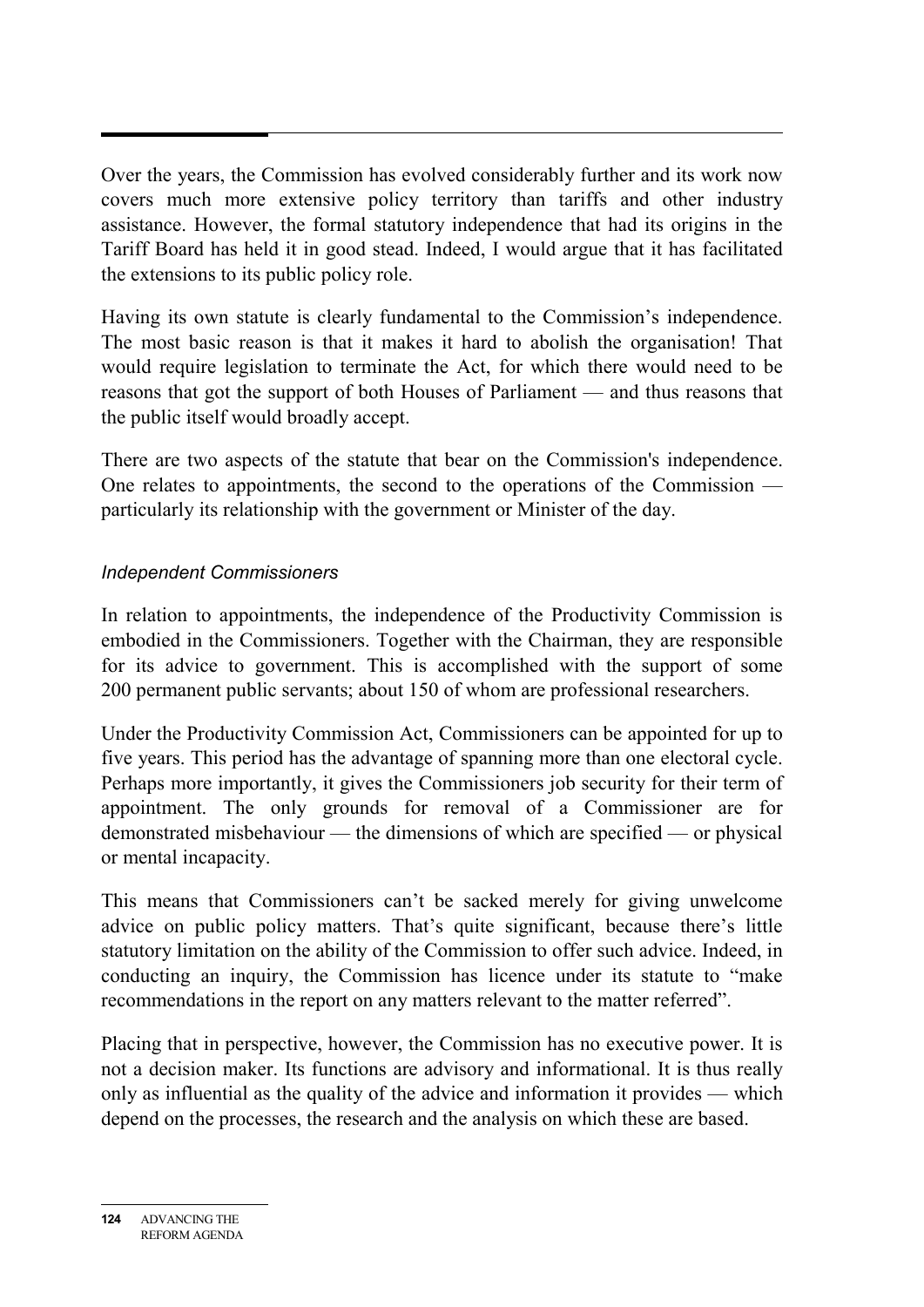Over the years, the Commission has evolved considerably further and its work now covers much more extensive policy territory than tariffs and other industry assistance. However, the formal statutory independence that had its origins in the Tariff Board has held it in good stead. Indeed, I would argue that it has facilitated the extensions to its public policy role.

Having its own statute is clearly fundamental to the Commission's independence. The most basic reason is that it makes it hard to abolish the organisation! That would require legislation to terminate the Act, for which there would need to be reasons that got the support of both Houses of Parliament — and thus reasons that the public itself would broadly accept.

There are two aspects of the statute that bear on the Commission's independence. One relates to appointments, the second to the operations of the Commission — particularly its relationship with the government or Minister of the day.

### *Independent Commissioners*

In relation to appointments, the independence of the Productivity Commission is embodied in the Commissioners. Together with the Chairman, they are responsible for its advice to government. This is accomplished with the support of some 200 permanent public servants; about 150 of whom are professional researchers.

Under the Productivity Commission Act, Commissioners can be appointed for up to five years. This period has the advantage of spanning more than one electoral cycle. Perhaps more importantly, it gives the Commissioners job security for their term of appointment. The only grounds for removal of a Commissioner are for demonstrated misbehaviour — the dimensions of which are specified — or physical or mental incapacity.

This means that Commissioners can't be sacked merely for giving unwelcome advice on public policy matters. That's quite significant, because there's little statutory limitation on the ability of the Commission to offer such advice. Indeed, in conducting an inquiry, the Commission has licence under its statute to "make recommendations in the report on any matters relevant to the matter referred".

Placing that in perspective, however, the Commission has no executive power. It is not a decision maker. Its functions are advisory and informational. It is thus really only as influential as the quality of the advice and information it provides — which depend on the processes, the research and the analysis on which these are based.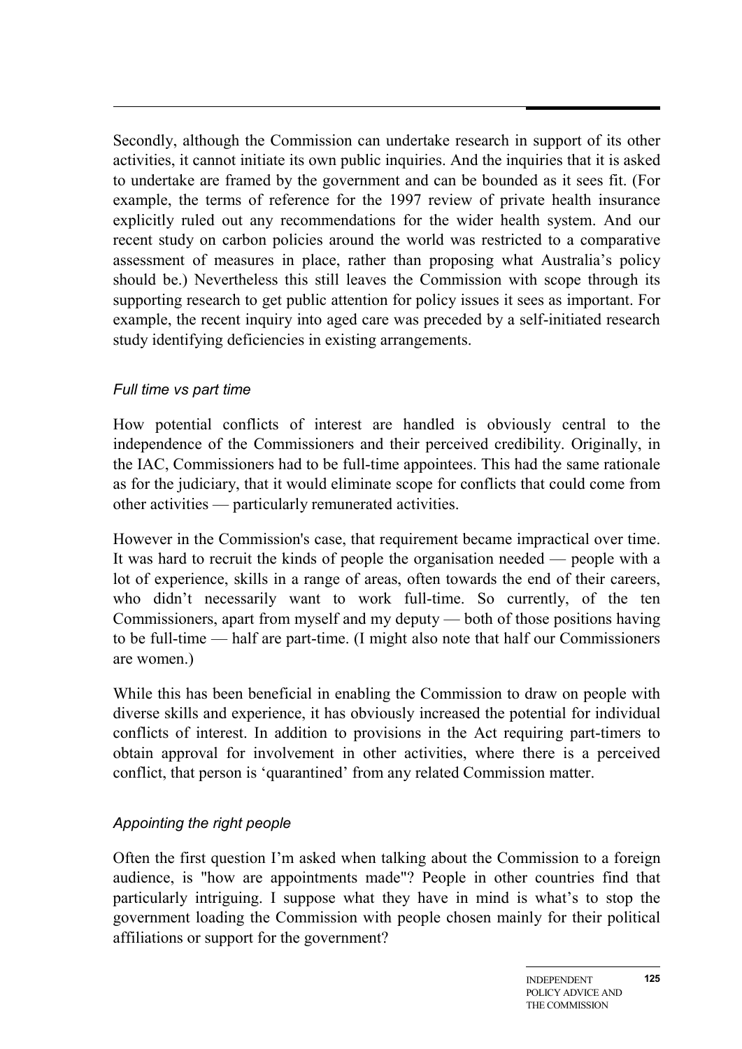Secondly, although the Commission can undertake research in support of its other activities, it cannot initiate its own public inquiries. And the inquiries that it is asked to undertake are framed by the government and can be bounded as it sees fit. (For example, the terms of reference for the 1997 review of private health insurance explicitly ruled out any recommendations for the wider health system. And our recent study on carbon policies around the world was restricted to a comparative assessment of measures in place, rather than proposing what Australia's policy should be.) Nevertheless this still leaves the Commission with scope through its supporting research to get public attention for policy issues it sees as important. For example, the recent inquiry into aged care was preceded by a self-initiated research study identifying deficiencies in existing arrangements.

### *Full time vs part time*

How potential conflicts of interest are handled is obviously central to the independence of the Commissioners and their perceived credibility. Originally, in the IAC, Commissioners had to be full-time appointees. This had the same rationale as for the judiciary, that it would eliminate scope for conflicts that could come from other activities — particularly remunerated activities.

However in the Commission's case, that requirement became impractical over time. It was hard to recruit the kinds of people the organisation needed — people with a lot of experience, skills in a range of areas, often towards the end of their careers, who didn't necessarily want to work full-time. So currently, of the ten Commissioners, apart from myself and my deputy — both of those positions having to be full-time — half are part-time. (I might also note that half our Commissioners are women.)

While this has been beneficial in enabling the Commission to draw on people with diverse skills and experience, it has obviously increased the potential for individual conflicts of interest. In addition to provisions in the Act requiring part-timers to obtain approval for involvement in other activities, where there is a perceived conflict, that person is 'quarantined' from any related Commission matter.

### *Appointing the right people*

Often the first question I'm asked when talking about the Commission to a foreign audience, is "how are appointments made"? People in other countries find that particularly intriguing. I suppose what they have in mind is what's to stop the government loading the Commission with people chosen mainly for their political affiliations or support for the government?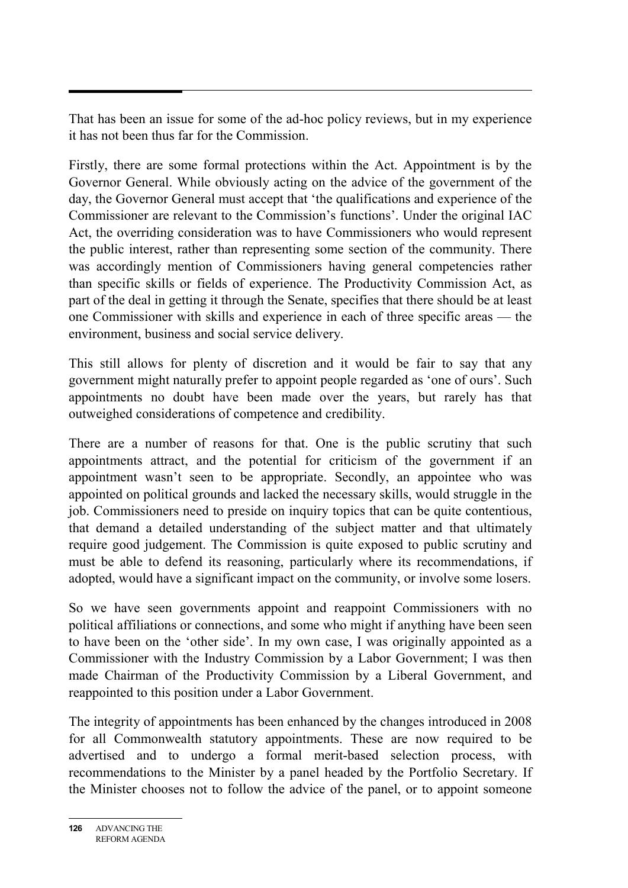That has been an issue for some of the ad-hoc policy reviews, but in my experience it has not been thus far for the Commission.

Firstly, there are some formal protections within the Act. Appointment is by the Governor General. While obviously acting on the advice of the government of the day, the Governor General must accept that 'the qualifications and experience of the Commissioner are relevant to the Commission's functions'. Under the original IAC Act, the overriding consideration was to have Commissioners who would represent the public interest, rather than representing some section of the community. There was accordingly mention of Commissioners having general competencies rather than specific skills or fields of experience. The Productivity Commission Act, as part of the deal in getting it through the Senate, specifies that there should be at least one Commissioner with skills and experience in each of three specific areas — the environment, business and social service delivery.

This still allows for plenty of discretion and it would be fair to say that any government might naturally prefer to appoint people regarded as 'one of ours'. Such appointments no doubt have been made over the years, but rarely has that outweighed considerations of competence and credibility.

There are a number of reasons for that. One is the public scrutiny that such appointments attract, and the potential for criticism of the government if an appointment wasn't seen to be appropriate. Secondly, an appointee who was appointed on political grounds and lacked the necessary skills, would struggle in the job. Commissioners need to preside on inquiry topics that can be quite contentious, that demand a detailed understanding of the subject matter and that ultimately require good judgement. The Commission is quite exposed to public scrutiny and must be able to defend its reasoning, particularly where its recommendations, if adopted, would have a significant impact on the community, or involve some losers.

So we have seen governments appoint and reappoint Commissioners with no political affiliations or connections, and some who might if anything have been seen to have been on the 'other side'. In my own case, I was originally appointed as a Commissioner with the Industry Commission by a Labor Government; I was then made Chairman of the Productivity Commission by a Liberal Government, and reappointed to this position under a Labor Government.

The integrity of appointments has been enhanced by the changes introduced in 2008 for all Commonwealth statutory appointments. These are now required to be advertised and to undergo a formal merit-based selection process, with recommendations to the Minister by a panel headed by the Portfolio Secretary. If the Minister chooses not to follow the advice of the panel, or to appoint someone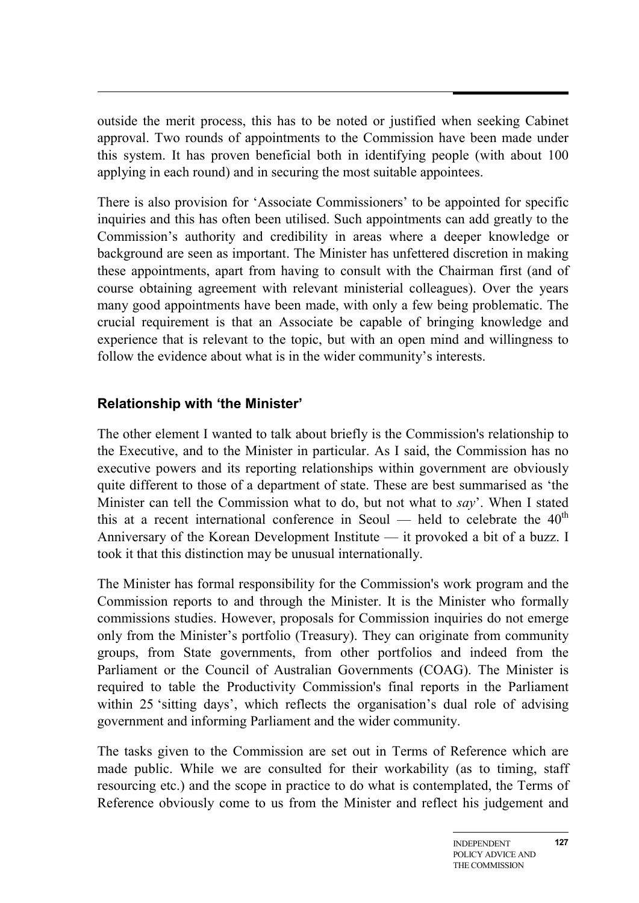outside the merit process, this has to be noted or justified when seeking Cabinet approval. Two rounds of appointments to the Commission have been made under this system. It has proven beneficial both in identifying people (with about 100 applying in each round) and in securing the most suitable appointees.

There is also provision for 'Associate Commissioners' to be appointed for specific inquiries and this has often been utilised. Such appointments can add greatly to the Commission's authority and credibility in areas where a deeper knowledge or background are seen as important. The Minister has unfettered discretion in making these appointments, apart from having to consult with the Chairman first (and of course obtaining agreement with relevant ministerial colleagues). Over the years many good appointments have been made, with only a few being problematic. The crucial requirement is that an Associate be capable of bringing knowledge and experience that is relevant to the topic, but with an open mind and willingness to follow the evidence about what is in the wider community's interests.

### Relationship with 'the Minister'

The other element I wanted to talk about briefly is the Commission's relationship to the Executive, and to the Minister in particular. As I said, the Commission has no executive powers and its reporting relationships within government are obviously quite different to those of a department of state. These are best summarised as 'the Minister can tell the Commission what to do, but not what to *say*'. When I stated this at a recent international conference in Seoul — held to celebrate the 40th Anniversary of the Korean Development Institute — it provoked a bit of a buzz. I took it that this distinction may be unusual internationally.

The Minister has formal responsibility for the Commission's work program and the Commission reports to and through the Minister. It is the Minister who formally commissions studies. However, proposals for Commission inquiries do not emerge only from the Minister's portfolio (Treasury). They can originate from community groups, from State governments, from other portfolios and indeed from the Parliament or the Council of Australian Governments (COAG). The Minister is required to table the Productivity Commission's final reports in the Parliament within 25 'sitting days', which reflects the organisation's dual role of advising government and informing Parliament and the wider community.

The tasks given to the Commission are set out in Terms of Reference which are made public. While we are consulted for their workability (as to timing, staff resourcing etc.) and the scope in practice to do what is contemplated, the Terms of Reference obviously come to us from the Minister and reflect his judgement and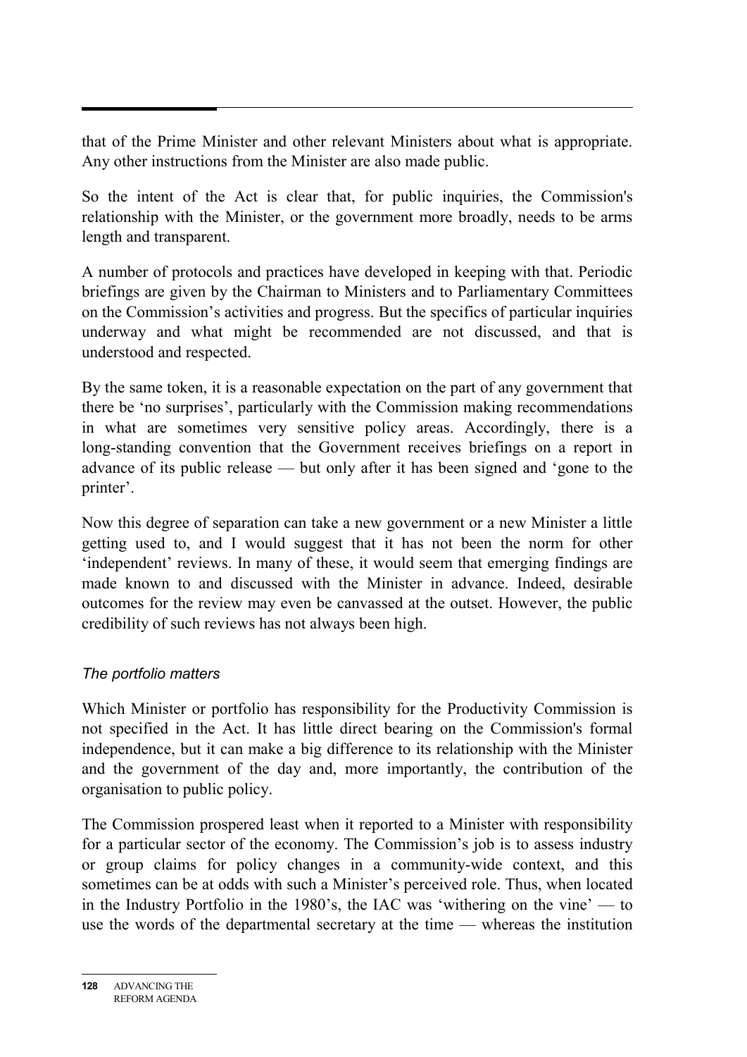that of the Prime Minister and other relevant Ministers about what is appropriate. Any other instructions from the Minister are also made public.

So the intent of the Act is clear that, for public inquiries, the Commission's relationship with the Minister, or the government more broadly, needs to be arms length and transparent.

A number of protocols and practices have developed in keeping with that. Periodic briefings are given by the Chairman to Ministers and to Parliamentary Committees on the Commission's activities and progress. But the specifics of particular inquiries underway and what might be recommended are not discussed, and that is understood and respected.

By the same token, it is a reasonable expectation on the part of any government that there be 'no surprises', particularly with the Commission making recommendations in what are sometimes very sensitive policy areas. Accordingly, there is a long-standing convention that the Government receives briefings on a report in advance of its public release — but only after it has been signed and 'gone to the printer'.

Now this degree of separation can take a new government or a new Minister a little getting used to, and I would suggest that it has not been the norm for other 'independent' reviews. In many of these, it would seem that emerging findings are made known to and discussed with the Minister in advance. Indeed, desirable outcomes for the review may even be canvassed at the outset. However, the public credibility of such reviews has not always been high.

*The portfolio matters*

Which Minister or portfolio has responsibility for the Productivity Commission is not specified in the Act. It has little direct bearing on the Commission's formal independence, but it can make a big difference to its relationship with the Minister and the government of the day and, more importantly, the contribution of the organisation to public policy.

The Commission prospered least when it reported to a Minister with responsibility for a particular sector of the economy. The Commission's job is to assess industry or group claims for policy changes in a community-wide context, and this sometimes can be at odds with such a Minister's perceived role. Thus, when located in the Industry Portfolio in the 1980's, the IAC was 'withering on the vine' — to use the words of the departmental secretary at the time — whereas the institution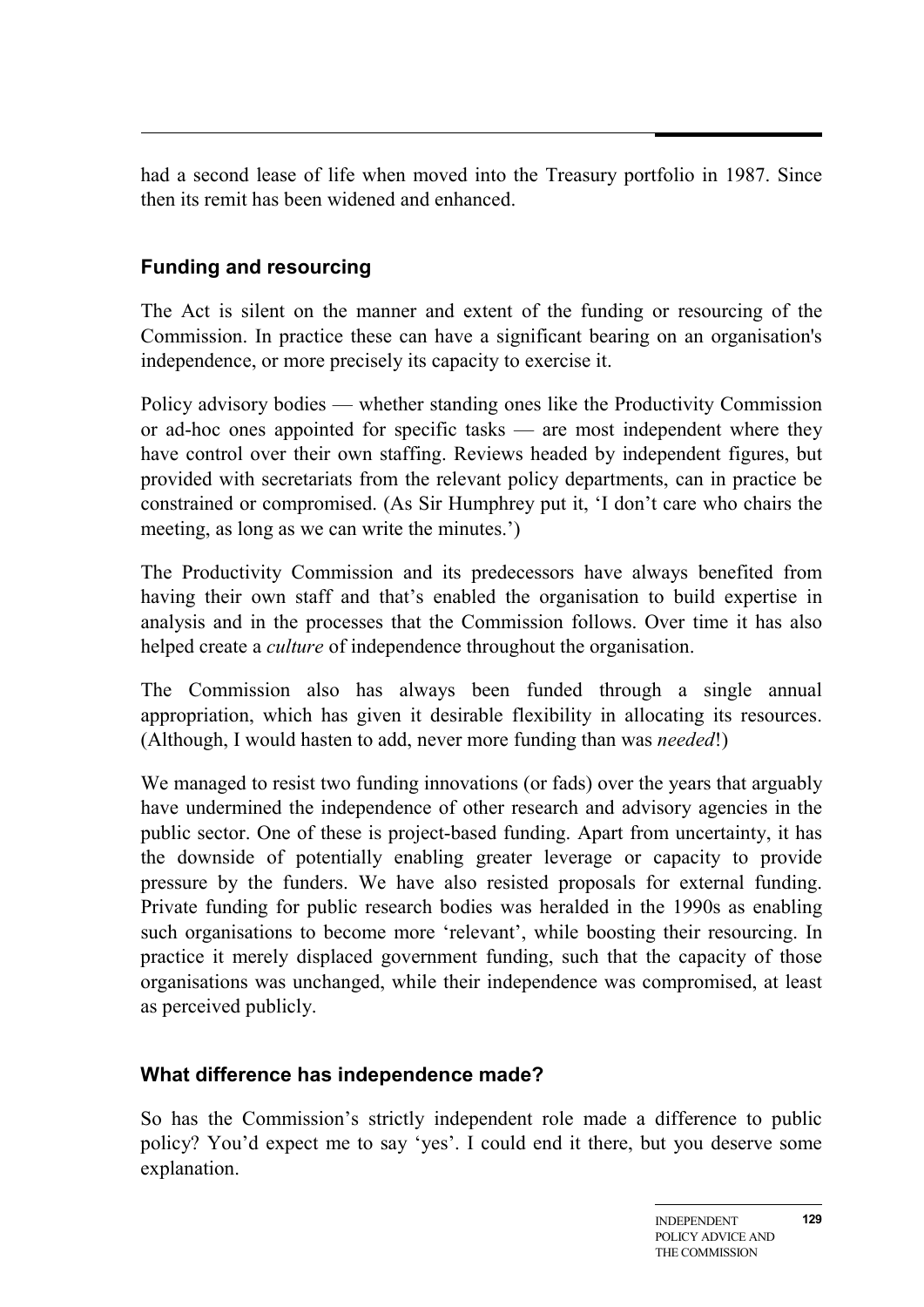had a second lease of life when moved into the Treasury portfolio in 1987. Since then its remit has been widened and enhanced.

## Funding and resourcing

The Act is silent on the manner and extent of the funding or resourcing of the Commission. In practice these can have a significant bearing on an organisation's independence, or more precisely its capacity to exercise it.

Policy advisory bodies — whether standing ones like the Productivity Commission or ad-hoc ones appointed for specific tasks — are most independent where they have control over their own staffing. Reviews headed by independent figures, but provided with secretariats from the relevant policy departments, can in practice be constrained or compromised. (As Sir Humphrey put it, 'I don't care who chairs the meeting, as long as we can write the minutes.')

The Productivity Commission and its predecessors have always benefited from having their own staff and that's enabled the organisation to build expertise in analysis and in the processes that the Commission follows. Over time it has also helped create a *culture* of independence throughout the organisation.

The Commission also has always been funded through a single annual appropriation, which has given it desirable flexibility in allocating its resources. (Although, I would hasten to add, never more funding than was *needed*!)

We managed to resist two funding innovations (or fads) over the years that arguably have undermined the independence of other research and advisory agencies in the public sector. One of these is project-based funding. Apart from uncertainty, it has the downside of potentially enabling greater leverage or capacity to provide pressure by the funders. We have also resisted proposals for external funding. Private funding for public research bodies was heralded in the 1990s as enabling such organisations to become more 'relevant', while boosting their resourcing. In practice it merely displaced government funding, such that the capacity of those organisations was unchanged, while their independence was compromised, at least as perceived publicly.

## What difference has independence made?

So has the Commission's strictly independent role made a difference to public policy? You'd expect me to say 'yes'. I could end it there, but you deserve some explanation.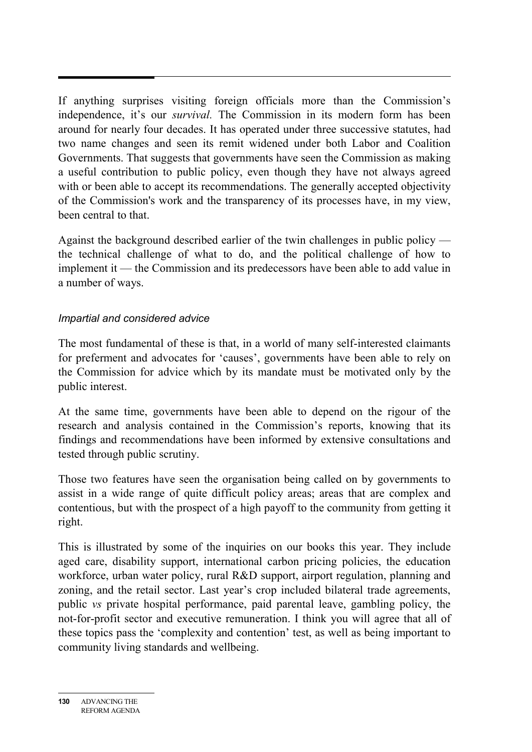If anything surprises visiting foreign officials more than the Commission's independence, it's our *survival.* The Commission in its modern form has been around for nearly four decades. It has operated under three successive statutes, had two name changes and seen its remit widened under both Labor and Coalition Governments. That suggests that governments have seen the Commission as making a useful contribution to public policy, even though they have not always agreed with or been able to accept its recommendations. The generally accepted objectivity of the Commission's work and the transparency of its processes have, in my view, been central to that.

Against the background described earlier of the twin challenges in public policy — the technical challenge of what to do, and the political challenge of how to implement it — the Commission and its predecessors have been able to add value in a number of ways.

### *Impartial and considered advice*

The most fundamental of these is that, in a world of many self-interested claimants for preferment and advocates for 'causes', governments have been able to rely on the Commission for advice which by its mandate must be motivated only by the public interest.

At the same time, governments have been able to depend on the rigour of the research and analysis contained in the Commission's reports, knowing that its findings and recommendations have been informed by extensive consultations and tested through public scrutiny.

Those two features have seen the organisation being called on by governments to assist in a wide range of quite difficult policy areas; areas that are complex and contentious, but with the prospect of a high payoff to the community from getting it right.

This is illustrated by some of the inquiries on our books this year. They include aged care, disability support, international carbon pricing policies, the education workforce, urban water policy, rural R&D support, airport regulation, planning and zoning, and the retail sector. Last year's crop included bilateral trade agreements, public *vs* private hospital performance, paid parental leave, gambling policy, the not-for-profit sector and executive remuneration. I think you will agree that all of these topics pass the 'complexity and contention' test, as well as being important to community living standards and wellbeing.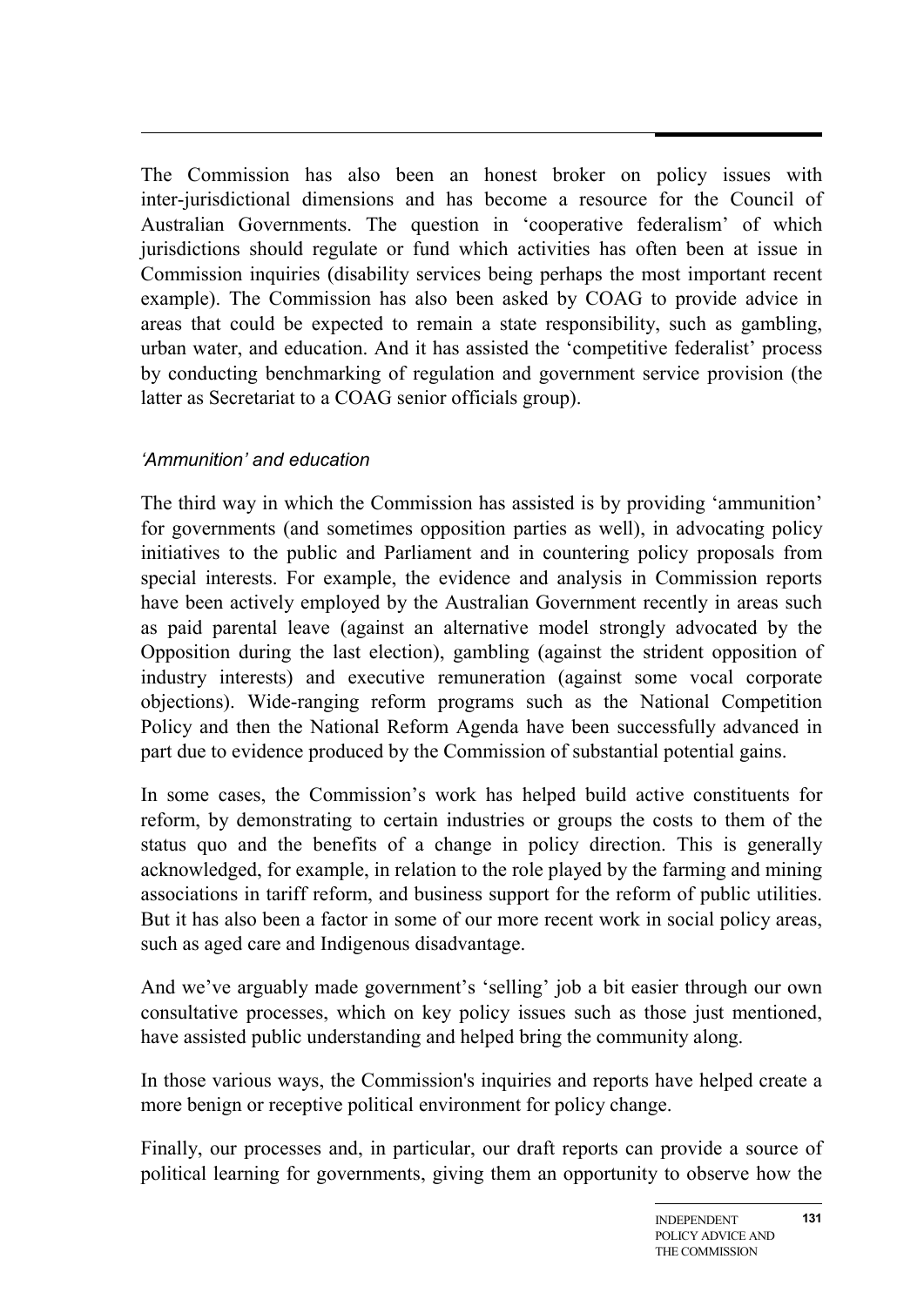The Commission has also been an honest broker on policy issues with inter-jurisdictional dimensions and has become a resource for the Council of Australian Governments. The question in 'cooperative federalism' of which jurisdictions should regulate or fund which activities has often been at issue in Commission inquiries (disability services being perhaps the most important recent example). The Commission has also been asked by COAG to provide advice in areas that could be expected to remain a state responsibility, such as gambling, urban water, and education. And it has assisted the 'competitive federalist' process by conducting benchmarking of regulation and government service provision (the latter as Secretariat to a COAG senior officials group).

### *'Ammunition' and education*

The third way in which the Commission has assisted is by providing 'ammunition' for governments (and sometimes opposition parties as well), in advocating policy initiatives to the public and Parliament and in countering policy proposals from special interests. For example, the evidence and analysis in Commission reports have been actively employed by the Australian Government recently in areas such as paid parental leave (against an alternative model strongly advocated by the Opposition during the last election), gambling (against the strident opposition of industry interests) and executive remuneration (against some vocal corporate objections). Wide-ranging reform programs such as the National Competition Policy and then the National Reform Agenda have been successfully advanced in part due to evidence produced by the Commission of substantial potential gains.

In some cases, the Commission's work has helped build active constituents for reform, by demonstrating to certain industries or groups the costs to them of the status quo and the benefits of a change in policy direction. This is generally acknowledged, for example, in relation to the role played by the farming and mining associations in tariff reform, and business support for the reform of public utilities. But it has also been a factor in some of our more recent work in social policy areas, such as aged care and Indigenous disadvantage.

And we've arguably made government's 'selling' job a bit easier through our own consultative processes, which on key policy issues such as those just mentioned, have assisted public understanding and helped bring the community along.

In those various ways, the Commission's inquiries and reports have helped create a more benign or receptive political environment for policy change.

Finally, our processes and, in particular, our draft reports can provide a source of political learning for governments, giving them an opportunity to observe how the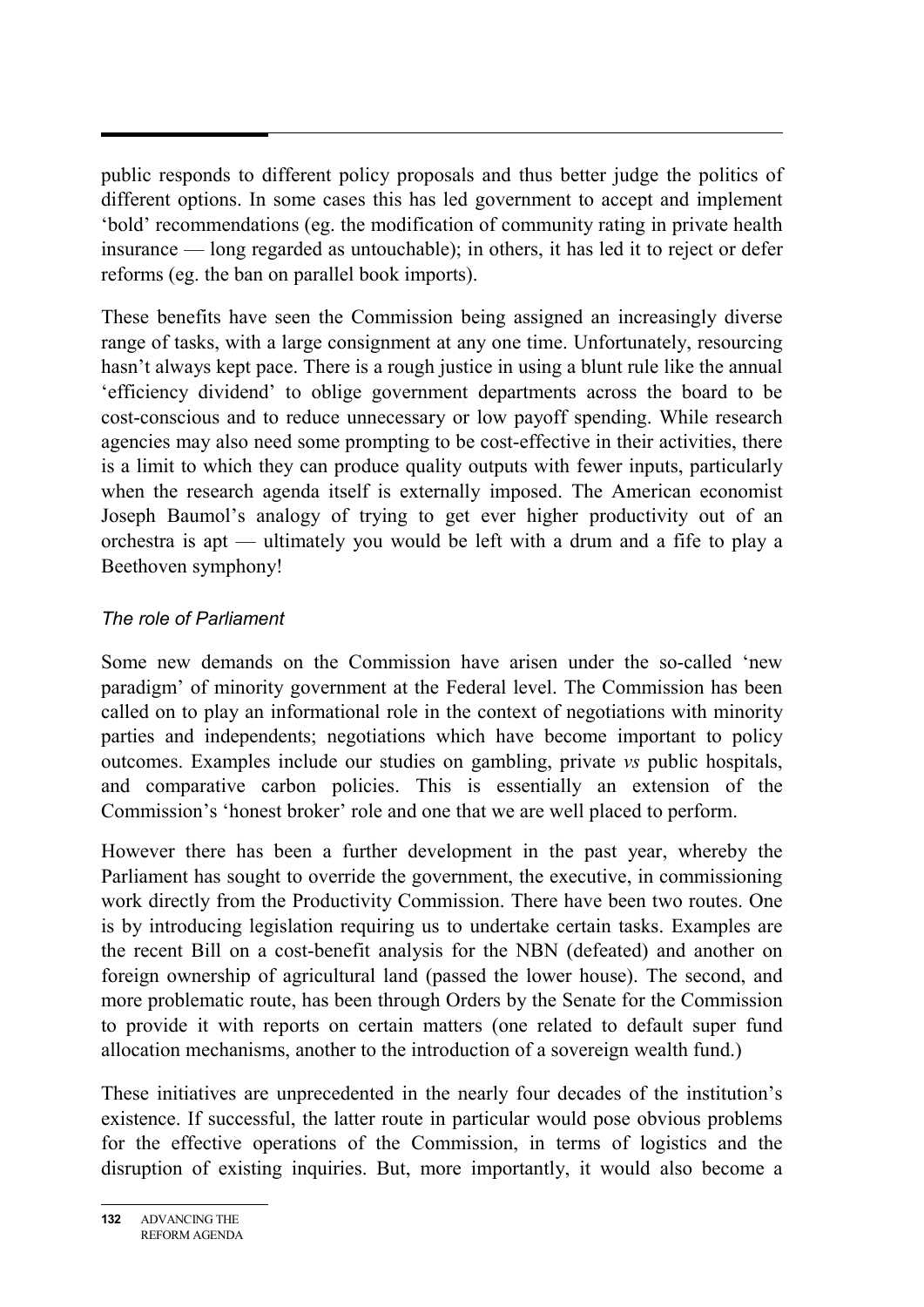public responds to different policy proposals and thus better judge the politics of different options. In some cases this has led government to accept and implement 'bold' recommendations (eg. the modification of community rating in private health insurance — long regarded as untouchable); in others, it has led it to reject or defer reforms (eg. the ban on parallel book imports).

These benefits have seen the Commission being assigned an increasingly diverse range of tasks, with a large consignment at any one time. Unfortunately, resourcing hasn't always kept pace. There is a rough justice in using a blunt rule like the annual 'efficiency dividend' to oblige government departments across the board to be cost-conscious and to reduce unnecessary or low payoff spending. While research agencies may also need some prompting to be cost-effective in their activities, there is a limit to which they can produce quality outputs with fewer inputs, particularly when the research agenda itself is externally imposed. The American economist Joseph Baumol's analogy of trying to get ever higher productivity out of an orchestra is apt — ultimately you would be left with a drum and a fife to play a Beethoven symphony!

### *The role of Parliament*

Some new demands on the Commission have arisen under the so-called 'new paradigm' of minority government at the Federal level. The Commission has been called on to play an informational role in the context of negotiations with minority parties and independents; negotiations which have become important to policy outcomes. Examples include our studies on gambling, private *vs* public hospitals, and comparative carbon policies. This is essentially an extension of the Commission's 'honest broker' role and one that we are well placed to perform.

However there has been a further development in the past year, whereby the Parliament has sought to override the government, the executive, in commissioning work directly from the Productivity Commission. There have been two routes. One is by introducing legislation requiring us to undertake certain tasks. Examples are the recent Bill on a cost-benefit analysis for the NBN (defeated) and another on foreign ownership of agricultural land (passed the lower house). The second, and more problematic route, has been through Orders by the Senate for the Commission to provide it with reports on certain matters (one related to default super fund allocation mechanisms, another to the introduction of a sovereign wealth fund.)

These initiatives are unprecedented in the nearly four decades of the institution's existence. If successful, the latter route in particular would pose obvious problems for the effective operations of the Commission, in terms of logistics and the disruption of existing inquiries. But, more importantly, it would also become a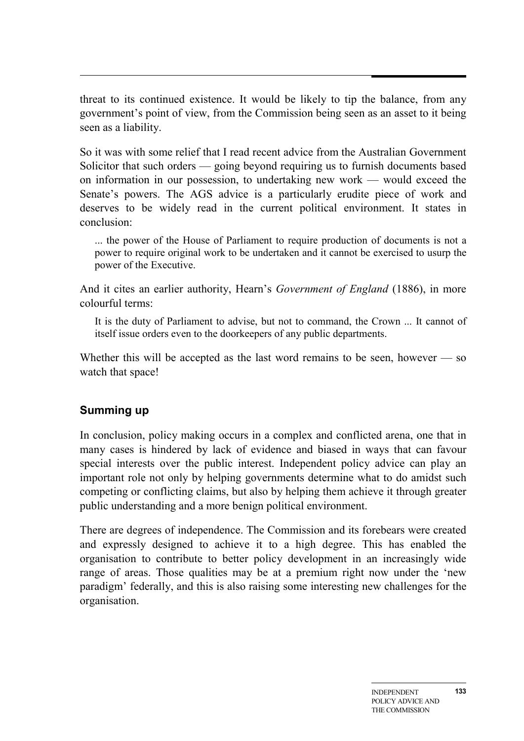threat to its continued existence. It would be likely to tip the balance, from any government's point of view, from the Commission being seen as an asset to it being seen as a liability.

So it was with some relief that I read recent advice from the Australian Government Solicitor that such orders — going beyond requiring us to furnish documents based on information in our possession, to undertaking new work — would exceed the Senate's powers. The AGS advice is a particularly erudite piece of work and deserves to be widely read in the current political environment. It states in conclusion:

> ... the power of the House of Parliament to require production of documents is not a power to require original work to be undertaken and it cannot be exercised to usurp the power of the Executive.

And it cites an earlier authority, Hearn's *Government of England* (1886), in more colourful terms:

> It is the duty of Parliament to advise, but not to command, the Crown ... It cannot of itself issue orders even to the doorkeepers of any public departments.

Whether this will be accepted as the last word remains to be seen, however — so watch that space!

## Summing up

In conclusion, policy making occurs in a complex and conflicted arena, one that in many cases is hindered by lack of evidence and biased in ways that can favour special interests over the public interest. Independent policy advice can play an important role not only by helping governments determine what to do amidst such competing or conflicting claims, but also by helping them achieve it through greater public understanding and a more benign political environment.

There are degrees of independence. The Commission and its forebears were created and expressly designed to achieve it to a high degree. This has enabled the organisation to contribute to better policy development in an increasingly wide range of areas. Those qualities may be at a premium right now under the 'new paradigm' federally, and this is also raising some interesting new challenges for the organisation.